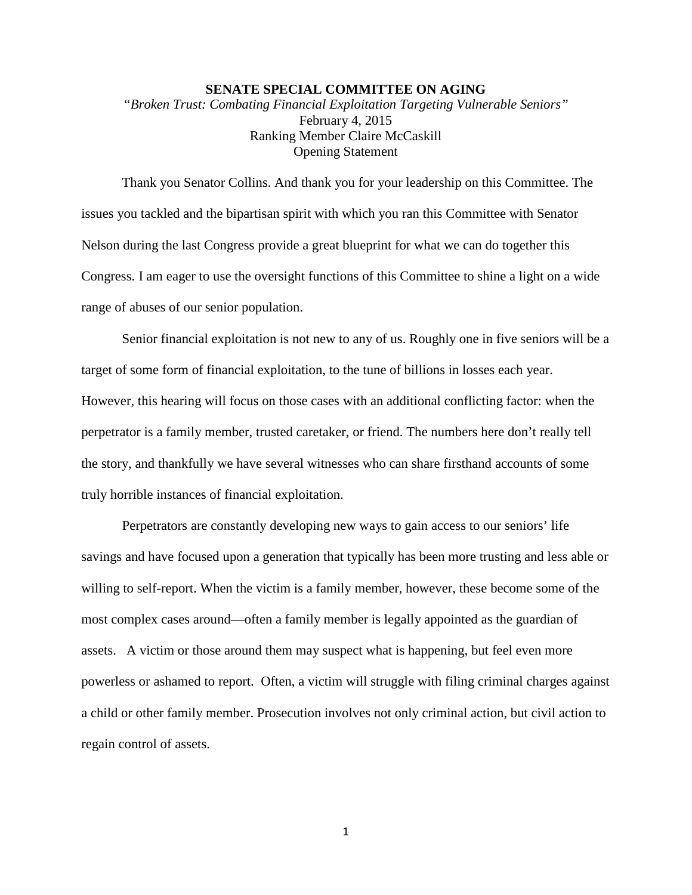**SENATE SPECIAL COMMITTEE ON AGING**

*"Broken Trust: Combating Financial Exploitation Targeting Vulnerable Seniors"*

February 4, 2015

Ranking Member Claire McCaskill

Opening Statement

Thank you Senator Collins. And thank you for your leadership on this Committee. The issues you tackled and the bipartisan spirit with which you ran this Committee with Senator Nelson during the last Congress provide a great blueprint for what we can do together this Congress. I am eager to use the oversight functions of this Committee to shine a light on a wide range of abuses of our senior population.

Senior financial exploitation is not new to any of us. Roughly one in five seniors will be a target of some form of financial exploitation, to the tune of billions in losses each year. However, this hearing will focus on those cases with an additional conflicting factor: when the perpetrator is a family member, trusted caretaker, or friend. The numbers here don't really tell the story, and thankfully we have several witnesses who can share firsthand accounts of some truly horrible instances of financial exploitation.

Perpetrators are constantly developing new ways to gain access to our seniors' life savings and have focused upon a generation that typically has been more trusting and less able or willing to self-report. When the victim is a family member, however, these become some of the most complex cases around—often a family member is legally appointed as the guardian of assets. A victim or those around them may suspect what is happening, but feel even more powerless or ashamed to report. Often, a victim will struggle with filing criminal charges against a child or other family member. Prosecution involves not only criminal action, but civil action to regain control of assets.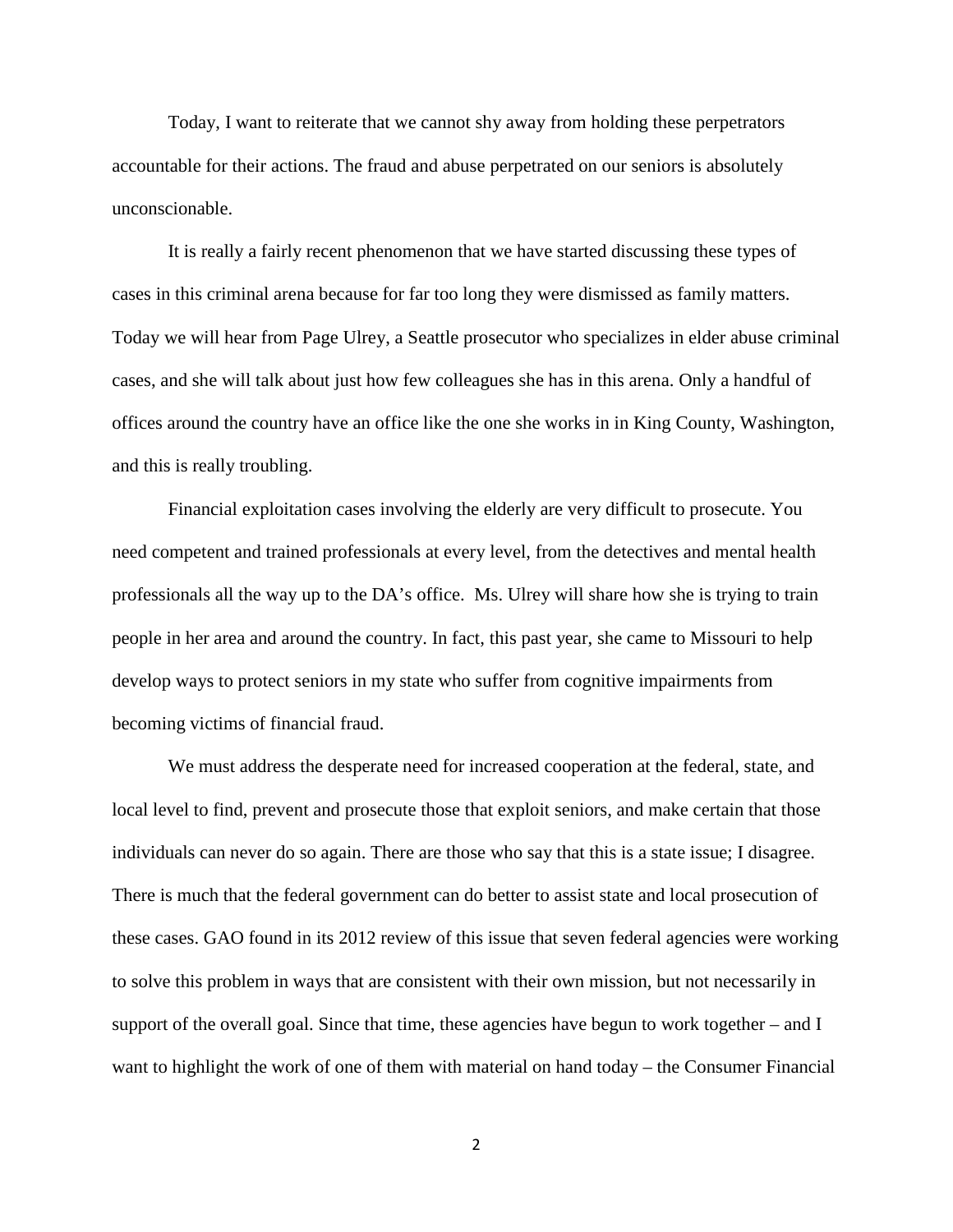Today, I want to reiterate that we cannot shy away from holding these perpetrators accountable for their actions. The fraud and abuse perpetrated on our seniors is absolutely unconscionable.

It is really a fairly recent phenomenon that we have started discussing these types of cases in this criminal arena because for far too long they were dismissed as family matters. Today we will hear from Page Ulrey, a Seattle prosecutor who specializes in elder abuse criminal cases, and she will talk about just how few colleagues she has in this arena. Only a handful of offices around the country have an office like the one she works in in King County, Washington, and this is really troubling.

Financial exploitation cases involving the elderly are very difficult to prosecute. You need competent and trained professionals at every level, from the detectives and mental health professionals all the way up to the DA's office. Ms. Ulrey will share how she is trying to train people in her area and around the country. In fact, this past year, she came to Missouri to help develop ways to protect seniors in my state who suffer from cognitive impairments from becoming victims of financial fraud.

We must address the desperate need for increased cooperation at the federal, state, and local level to find, prevent and prosecute those that exploit seniors, and make certain that those individuals can never do so again. There are those who say that this is a state issue; I disagree. There is much that the federal government can do better to assist state and local prosecution of these cases. GAO found in its 2012 review of this issue that seven federal agencies were working to solve this problem in ways that are consistent with their own mission, but not necessarily in support of the overall goal. Since that time, these agencies have begun to work together – and I want to highlight the work of one of them with material on hand today – the Consumer Financial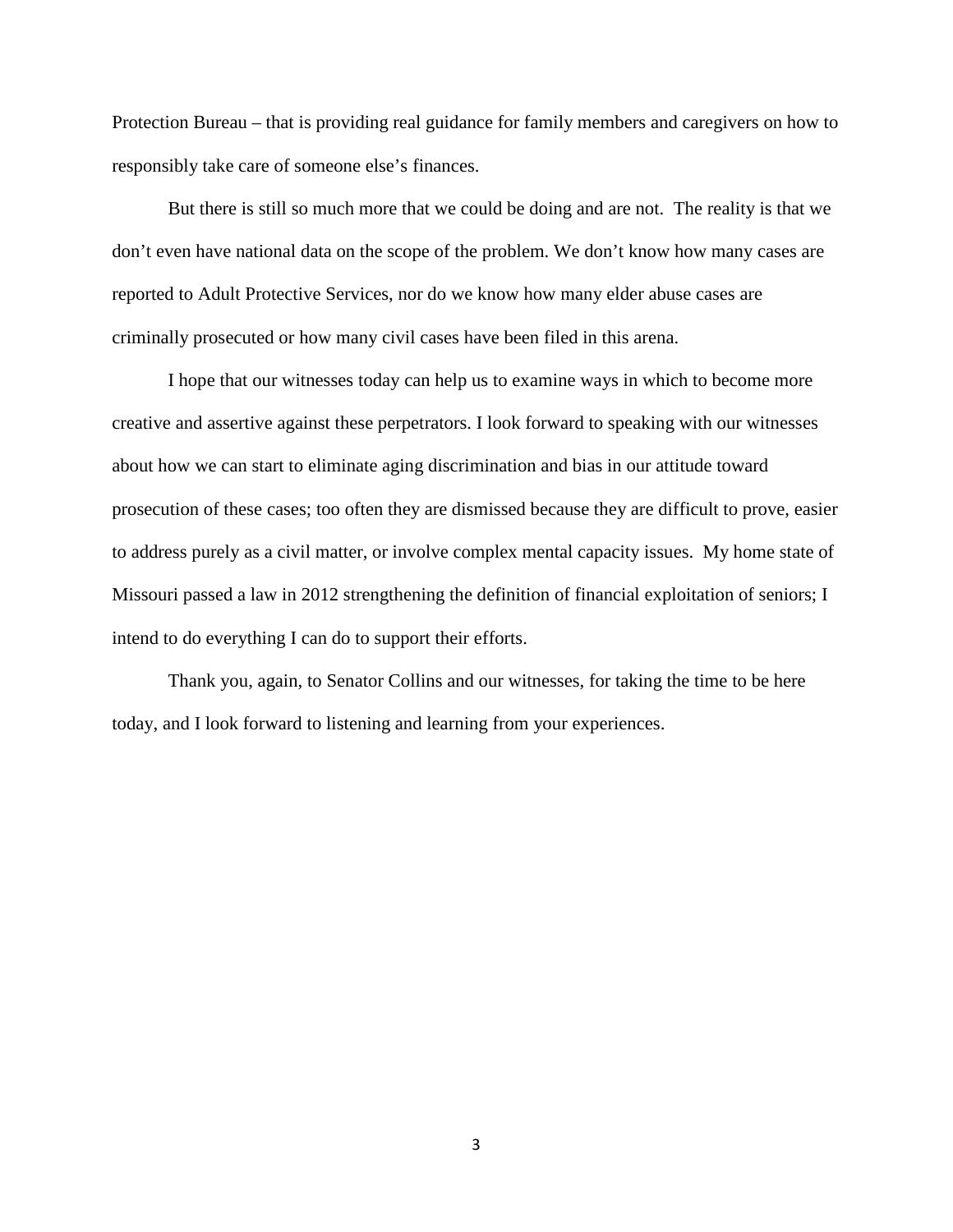Protection Bureau – that is providing real guidance for family members and caregivers on how to responsibly take care of someone else's finances.

But there is still so much more that we could be doing and are not. The reality is that we don't even have national data on the scope of the problem. We don't know how many cases are reported to Adult Protective Services, nor do we know how many elder abuse cases are criminally prosecuted or how many civil cases have been filed in this arena.

I hope that our witnesses today can help us to examine ways in which to become more creative and assertive against these perpetrators. I look forward to speaking with our witnesses about how we can start to eliminate aging discrimination and bias in our attitude toward prosecution of these cases; too often they are dismissed because they are difficult to prove, easier to address purely as a civil matter, or involve complex mental capacity issues. My home state of Missouri passed a law in 2012 strengthening the definition of financial exploitation of seniors; I intend to do everything I can do to support their efforts.

Thank you, again, to Senator Collins and our witnesses, for taking the time to be here today, and I look forward to listening and learning from your experiences.